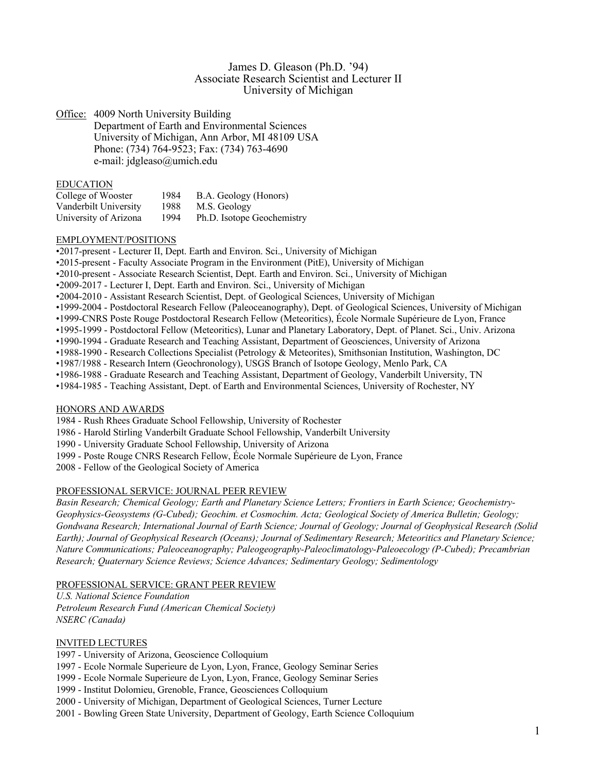# James D. Gleason (Ph.D. '94)
## Associate Research Scientist and Lecturer II
## University of Michigan

Office: 4009 North University Building
Department of Earth and Environmental Sciences
University of Michigan, Ann Arbor, MI 48109 USA
Phone: (734) 764-9523; Fax: (734) 763-4690
e-mail: jdgleaso@umich.edu

### EDUCATION

| | | |
|---|---|---|
| College of Wooster | 1984 | B.A. Geology (Honors) |
| Vanderbilt University | 1988 | M.S. Geology |
| University of Arizona | 1994 | Ph.D. Isotope Geochemistry |

### EMPLOYMENT/POSITIONS

- 2017-present - Lecturer II, Dept. Earth and Environ. Sci., University of Michigan
- 2015-present - Faculty Associate Program in the Environment (PitE), University of Michigan
- 2010-present - Associate Research Scientist, Dept. Earth and Environ. Sci., University of Michigan
- 2009-2017 - Lecturer I, Dept. Earth and Environ. Sci., University of Michigan
- 2004-2010 - Assistant Research Scientist, Dept. of Geological Sciences, University of Michigan
- 1999-2004 - Postdoctoral Research Fellow (Paleoceanography), Dept. of Geological Sciences, University of Michigan
- 1999-CNRS Poste Rouge Postdoctoral Research Fellow (Meteoritics), École Normale Supérieure de Lyon, France
- 1995-1999 - Postdoctoral Fellow (Meteoritics), Lunar and Planetary Laboratory, Dept. of Planet. Sci., Univ. Arizona
- 1990-1994 - Graduate Research and Teaching Assistant, Department of Geosciences, University of Arizona
- 1988-1990 - Research Collections Specialist (Petrology & Meteorites), Smithsonian Institution, Washington, DC
- 1987/1988 - Research Intern (Geochronology), USGS Branch of Isotope Geology, Menlo Park, CA
- 1986-1988 - Graduate Research and Teaching Assistant, Department of Geology, Vanderbilt University, TN
- 1984-1985 - Teaching Assistant, Dept. of Earth and Environmental Sciences, University of Rochester, NY

### HONORS AND AWARDS

1984 - Rush Rhees Graduate School Fellowship, University of Rochester
1986 - Harold Stirling Vanderbilt Graduate School Fellowship, Vanderbilt University
1990 - University Graduate School Fellowship, University of Arizona
1999 - Poste Rouge CNRS Research Fellow, École Normale Supérieure de Lyon, France
2008 - Fellow of the Geological Society of America

### PROFESSIONAL SERVICE: JOURNAL PEER REVIEW

*Basin Research; Chemical Geology; Earth and Planetary Science Letters; Frontiers in Earth Science; Geochemistry-Geophysics-Geosystems (G-Cubed); Geochim. et Cosmochim. Acta; Geological Society of America Bulletin; Geology; Gondwana Research; International Journal of Earth Science; Journal of Geology; Journal of Geophysical Research (Solid Earth); Journal of Geophysical Research (Oceans); Journal of Sedimentary Research; Meteoritics and Planetary Science; Nature Communications; Paleoceanography; Paleogeography-Paleoclimatology-Paleoecology (P-Cubed); Precambrian Research; Quaternary Science Reviews; Science Advances; Sedimentary Geology; Sedimentology*

### PROFESSIONAL SERVICE: GRANT PEER REVIEW

*U.S. National Science Foundation*
*Petroleum Research Fund (American Chemical Society)*
*NSERC (Canada)*

### INVITED LECTURES

1997 - University of Arizona, Geoscience Colloquium
1997 - Ecole Normale Superieure de Lyon, Lyon, France, Geology Seminar Series
1999 - Ecole Normale Superieure de Lyon, Lyon, France, Geology Seminar Series
1999 - Institut Dolomieu, Grenoble, France, Geosciences Colloquium
2000 - University of Michigan, Department of Geological Sciences, Turner Lecture
2001 - Bowling Green State University, Department of Geology, Earth Science Colloquium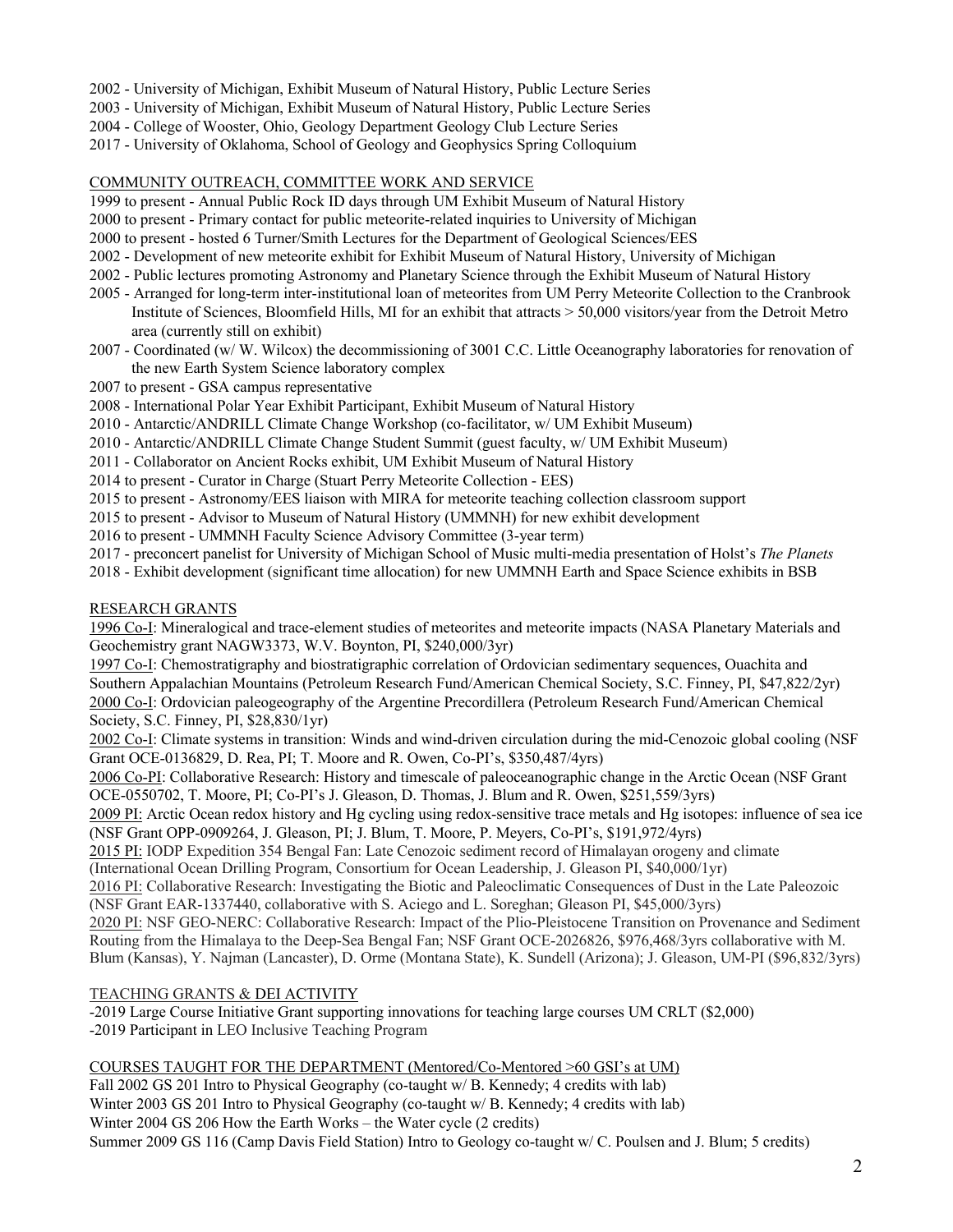2002 - University of Michigan, Exhibit Museum of Natural History, Public Lecture Series
2003 - University of Michigan, Exhibit Museum of Natural History, Public Lecture Series
2004 - College of Wooster, Ohio, Geology Department Geology Club Lecture Series
2017 - University of Oklahoma, School of Geology and Geophysics Spring Colloquium

## COMMUNITY OUTREACH, COMMITTEE WORK AND SERVICE

1999 to present - Annual Public Rock ID days through UM Exhibit Museum of Natural History
2000 to present - Primary contact for public meteorite-related inquiries to University of Michigan
2000 to present - hosted 6 Turner/Smith Lectures for the Department of Geological Sciences/EES
2002 - Development of new meteorite exhibit for Exhibit Museum of Natural History, University of Michigan
2002 - Public lectures promoting Astronomy and Planetary Science through the Exhibit Museum of Natural History
2005 - Arranged for long-term inter-institutional loan of meteorites from UM Perry Meteorite Collection to the Cranbrook Institute of Sciences, Bloomfield Hills, MI for an exhibit that attracts > 50,000 visitors/year from the Detroit Metro area (currently still on exhibit)
2007 - Coordinated (w/ W. Wilcox) the decommissioning of 3001 C.C. Little Oceanography laboratories for renovation of the new Earth System Science laboratory complex
2007 to present - GSA campus representative
2008 - International Polar Year Exhibit Participant, Exhibit Museum of Natural History
2010 - Antarctic/ANDRILL Climate Change Workshop (co-facilitator, w/ UM Exhibit Museum)
2010 - Antarctic/ANDRILL Climate Change Student Summit (guest faculty, w/ UM Exhibit Museum)
2011 - Collaborator on Ancient Rocks exhibit, UM Exhibit Museum of Natural History
2014 to present - Curator in Charge (Stuart Perry Meteorite Collection - EES)
2015 to present - Astronomy/EES liaison with MIRA for meteorite teaching collection classroom support
2015 to present - Advisor to Museum of Natural History (UMMNH) for new exhibit development
2016 to present - UMMNH Faculty Science Advisory Committee (3-year term)
2017 - preconcert panelist for University of Michigan School of Music multi-media presentation of Holst's *The Planets*
2018 - Exhibit development (significant time allocation) for new UMMNH Earth and Space Science exhibits in BSB

## RESEARCH GRANTS

1996 Co-I: Mineralogical and trace-element studies of meteorites and meteorite impacts (NASA Planetary Materials and Geochemistry grant NAGW3373, W.V. Boynton, PI, $240,000/3yr)
1997 Co-I: Chemostratigraphy and biostratigraphic correlation of Ordovician sedimentary sequences, Ouachita and Southern Appalachian Mountains (Petroleum Research Fund/American Chemical Society, S.C. Finney, PI, $47,822/2yr)
2000 Co-I: Ordovician paleogeography of the Argentine Precordillera (Petroleum Research Fund/American Chemical Society, S.C. Finney, PI, $28,830/1yr)
2002 Co-I: Climate systems in transition: Winds and wind-driven circulation during the mid-Cenozoic global cooling (NSF Grant OCE-0136829, D. Rea, PI; T. Moore and R. Owen, Co-PI's, $350,487/4yrs)
2006 Co-PI: Collaborative Research: History and timescale of paleoceanographic change in the Arctic Ocean (NSF Grant OCE-0550702, T. Moore, PI; Co-PI's J. Gleason, D. Thomas, J. Blum and R. Owen, $251,559/3yrs)
2009 PI: Arctic Ocean redox history and Hg cycling using redox-sensitive trace metals and Hg isotopes: influence of sea ice (NSF Grant OPP-0909264, J. Gleason, PI; J. Blum, T. Moore, P. Meyers, Co-PI's, $191,972/4yrs)
2015 PI: IODP Expedition 354 Bengal Fan: Late Cenozoic sediment record of Himalayan orogeny and climate (International Ocean Drilling Program, Consortium for Ocean Leadership, J. Gleason PI, $40,000/1yr)
2016 PI: Collaborative Research: Investigating the Biotic and Paleoclimatic Consequences of Dust in the Late Paleozoic (NSF Grant EAR-1337440, collaborative with S. Aciego and L. Soreghan; Gleason PI, $45,000/3yrs)
2020 PI: NSF GEO-NERC: Collaborative Research: Impact of the Plio-Pleistocene Transition on Provenance and Sediment Routing from the Himalaya to the Deep-Sea Bengal Fan; NSF Grant OCE-2026826, $976,468/3yrs collaborative with M. Blum (Kansas), Y. Najman (Lancaster), D. Orme (Montana State), K. Sundell (Arizona); J. Gleason, UM-PI ($96,832/3yrs)

## TEACHING GRANTS & DEI ACTIVITY

-2019 Large Course Initiative Grant supporting innovations for teaching large courses UM CRLT ($2,000)
-2019 Participant in LEO Inclusive Teaching Program

## COURSES TAUGHT FOR THE DEPARTMENT (Mentored/Co-Mentored >60 GSI's at UM)

Fall 2002 GS 201 Intro to Physical Geography (co-taught w/ B. Kennedy; 4 credits with lab)
Winter 2003 GS 201 Intro to Physical Geography (co-taught w/ B. Kennedy; 4 credits with lab)
Winter 2004 GS 206 How the Earth Works – the Water cycle (2 credits)
Summer 2009 GS 116 (Camp Davis Field Station) Intro to Geology co-taught w/ C. Poulsen and J. Blum; 5 credits)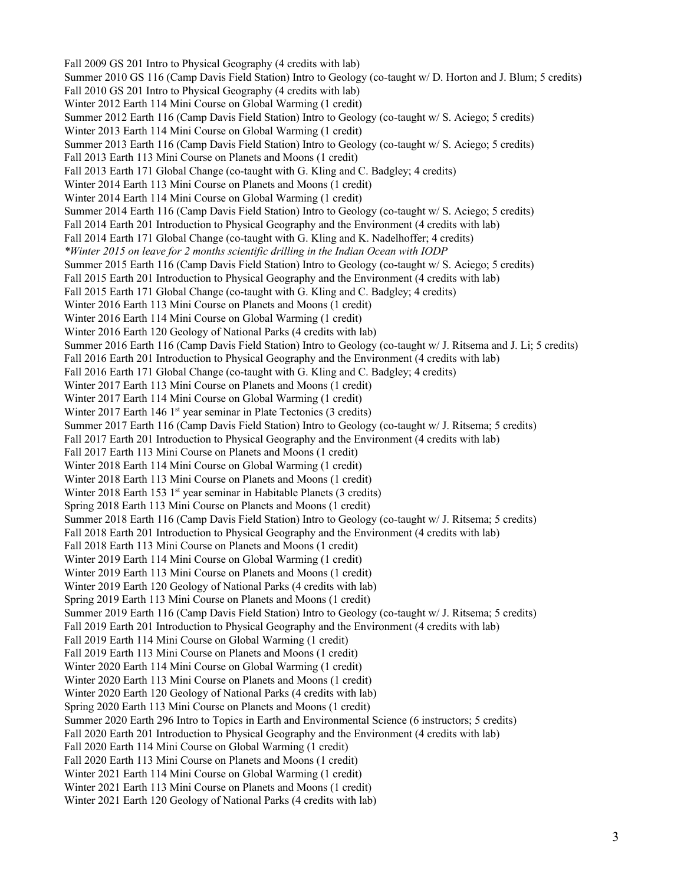Fall 2009 GS 201 Intro to Physical Geography (4 credits with lab)
Summer 2010 GS 116 (Camp Davis Field Station) Intro to Geology (co-taught w/ D. Horton and J. Blum; 5 credits)
Fall 2010 GS 201 Intro to Physical Geography (4 credits with lab)
Winter 2012 Earth 114 Mini Course on Global Warming (1 credit)
Summer 2012 Earth 116 (Camp Davis Field Station) Intro to Geology (co-taught w/ S. Aciego; 5 credits)
Winter 2013 Earth 114 Mini Course on Global Warming (1 credit)
Summer 2013 Earth 116 (Camp Davis Field Station) Intro to Geology (co-taught w/ S. Aciego; 5 credits)
Fall 2013 Earth 113 Mini Course on Planets and Moons (1 credit)
Fall 2013 Earth 171 Global Change (co-taught with G. Kling and C. Badgley; 4 credits)
Winter 2014 Earth 113 Mini Course on Planets and Moons (1 credit)
Winter 2014 Earth 114 Mini Course on Global Warming (1 credit)
Summer 2014 Earth 116 (Camp Davis Field Station) Intro to Geology (co-taught w/ S. Aciego; 5 credits)
Fall 2014 Earth 201 Introduction to Physical Geography and the Environment (4 credits with lab)
Fall 2014 Earth 171 Global Change (co-taught with G. Kling and K. Nadelhoffer; 4 credits)
*\*Winter 2015 on leave for 2 months scientific drilling in the Indian Ocean with IODP*
Summer 2015 Earth 116 (Camp Davis Field Station) Intro to Geology (co-taught w/ S. Aciego; 5 credits)
Fall 2015 Earth 201 Introduction to Physical Geography and the Environment (4 credits with lab)
Fall 2015 Earth 171 Global Change (co-taught with G. Kling and C. Badgley; 4 credits)
Winter 2016 Earth 113 Mini Course on Planets and Moons (1 credit)
Winter 2016 Earth 114 Mini Course on Global Warming (1 credit)
Winter 2016 Earth 120 Geology of National Parks (4 credits with lab)
Summer 2016 Earth 116 (Camp Davis Field Station) Intro to Geology (co-taught w/ J. Ritsema and J. Li; 5 credits)
Fall 2016 Earth 201 Introduction to Physical Geography and the Environment (4 credits with lab)
Fall 2016 Earth 171 Global Change (co-taught with G. Kling and C. Badgley; 4 credits)
Winter 2017 Earth 113 Mini Course on Planets and Moons (1 credit)
Winter 2017 Earth 114 Mini Course on Global Warming (1 credit)
Winter 2017 Earth 146 1st year seminar in Plate Tectonics (3 credits)
Summer 2017 Earth 116 (Camp Davis Field Station) Intro to Geology (co-taught w/ J. Ritsema; 5 credits)
Fall 2017 Earth 201 Introduction to Physical Geography and the Environment (4 credits with lab)
Fall 2017 Earth 113 Mini Course on Planets and Moons (1 credit)
Winter 2018 Earth 114 Mini Course on Global Warming (1 credit)
Winter 2018 Earth 113 Mini Course on Planets and Moons (1 credit)
Winter 2018 Earth 153 1st year seminar in Habitable Planets (3 credits)
Spring 2018 Earth 113 Mini Course on Planets and Moons (1 credit)
Summer 2018 Earth 116 (Camp Davis Field Station) Intro to Geology (co-taught w/ J. Ritsema; 5 credits)
Fall 2018 Earth 201 Introduction to Physical Geography and the Environment (4 credits with lab)
Fall 2018 Earth 113 Mini Course on Planets and Moons (1 credit)
Winter 2019 Earth 114 Mini Course on Global Warming (1 credit)
Winter 2019 Earth 113 Mini Course on Planets and Moons (1 credit)
Winter 2019 Earth 120 Geology of National Parks (4 credits with lab)
Spring 2019 Earth 113 Mini Course on Planets and Moons (1 credit)
Summer 2019 Earth 116 (Camp Davis Field Station) Intro to Geology (co-taught w/ J. Ritsema; 5 credits)
Fall 2019 Earth 201 Introduction to Physical Geography and the Environment (4 credits with lab)
Fall 2019 Earth 114 Mini Course on Global Warming (1 credit)
Fall 2019 Earth 113 Mini Course on Planets and Moons (1 credit)
Winter 2020 Earth 114 Mini Course on Global Warming (1 credit)
Winter 2020 Earth 113 Mini Course on Planets and Moons (1 credit)
Winter 2020 Earth 120 Geology of National Parks (4 credits with lab)
Spring 2020 Earth 113 Mini Course on Planets and Moons (1 credit)
Summer 2020 Earth 296 Intro to Topics in Earth and Environmental Science (6 instructors; 5 credits)
Fall 2020 Earth 201 Introduction to Physical Geography and the Environment (4 credits with lab)
Fall 2020 Earth 114 Mini Course on Global Warming (1 credit)
Fall 2020 Earth 113 Mini Course on Planets and Moons (1 credit)
Winter 2021 Earth 114 Mini Course on Global Warming (1 credit)
Winter 2021 Earth 113 Mini Course on Planets and Moons (1 credit)
Winter 2021 Earth 120 Geology of National Parks (4 credits with lab)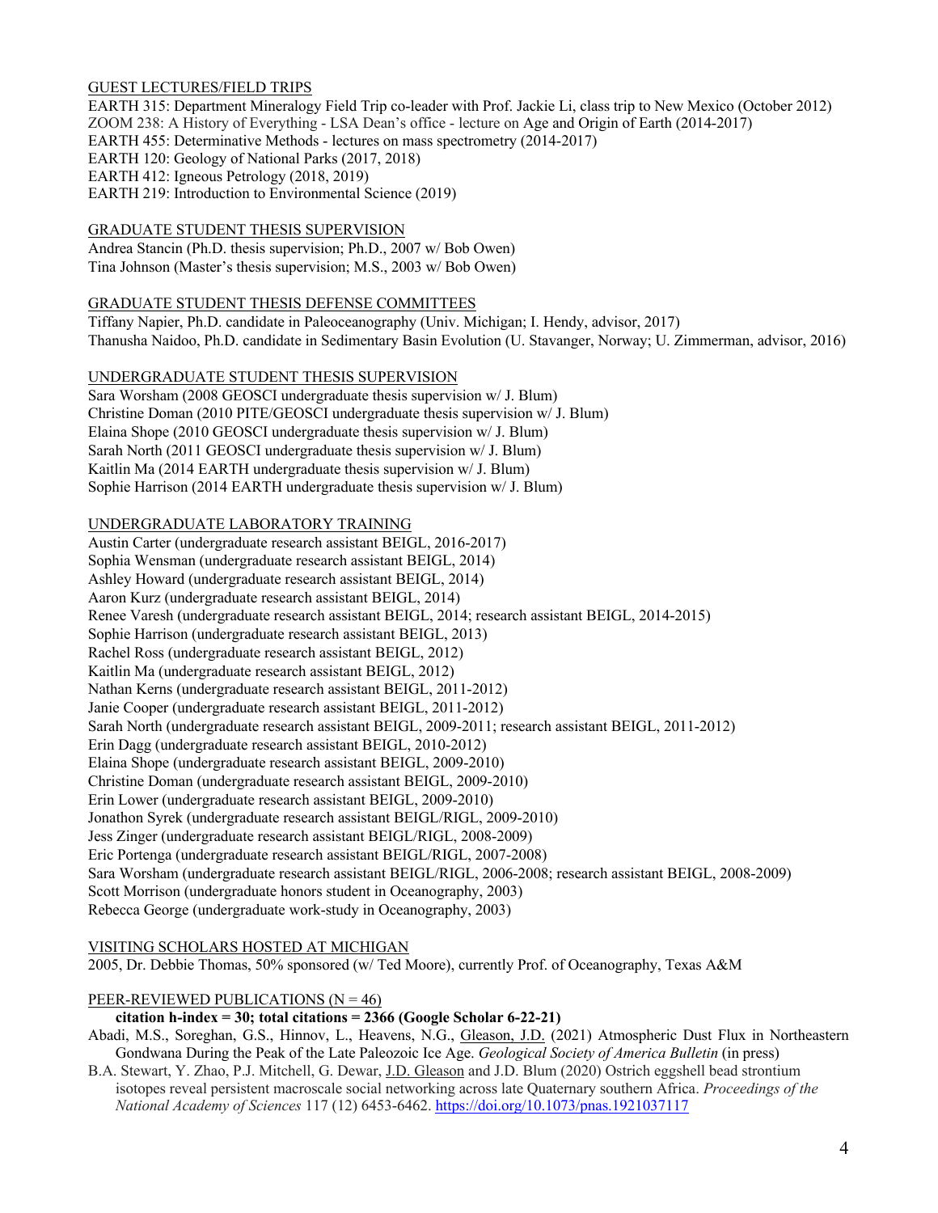## GUEST LECTURES/FIELD TRIPS

EARTH 315: Department Mineralogy Field Trip co-leader with Prof. Jackie Li, class trip to New Mexico (October 2012)
ZOOM 238: A History of Everything - LSA Dean's office - lecture on Age and Origin of Earth (2014-2017)
EARTH 455: Determinative Methods - lectures on mass spectrometry (2014-2017)
EARTH 120: Geology of National Parks (2017, 2018)
EARTH 412: Igneous Petrology (2018, 2019)
EARTH 219: Introduction to Environmental Science (2019)

## GRADUATE STUDENT THESIS SUPERVISION

Andrea Stancin (Ph.D. thesis supervision; Ph.D., 2007 w/ Bob Owen)
Tina Johnson (Master's thesis supervision; M.S., 2003 w/ Bob Owen)

## GRADUATE STUDENT THESIS DEFENSE COMMITTEES

Tiffany Napier, Ph.D. candidate in Paleoceanography (Univ. Michigan; I. Hendy, advisor, 2017)
Thanusha Naidoo, Ph.D. candidate in Sedimentary Basin Evolution (U. Stavanger, Norway; U. Zimmerman, advisor, 2016)

## UNDERGRADUATE STUDENT THESIS SUPERVISION

Sara Worsham (2008 GEOSCI undergraduate thesis supervision w/ J. Blum)
Christine Doman (2010 PITE/GEOSCI undergraduate thesis supervision w/ J. Blum)
Elaina Shope (2010 GEOSCI undergraduate thesis supervision w/ J. Blum)
Sarah North (2011 GEOSCI undergraduate thesis supervision w/ J. Blum)
Kaitlin Ma (2014 EARTH undergraduate thesis supervision w/ J. Blum)
Sophie Harrison (2014 EARTH undergraduate thesis supervision w/ J. Blum)

## UNDERGRADUATE LABORATORY TRAINING

Austin Carter (undergraduate research assistant BEIGL, 2016-2017)
Sophia Wensman (undergraduate research assistant BEIGL, 2014)
Ashley Howard (undergraduate research assistant BEIGL, 2014)
Aaron Kurz (undergraduate research assistant BEIGL, 2014)
Renee Varesh (undergraduate research assistant BEIGL, 2014; research assistant BEIGL, 2014-2015)
Sophie Harrison (undergraduate research assistant BEIGL, 2013)
Rachel Ross (undergraduate research assistant BEIGL, 2012)
Kaitlin Ma (undergraduate research assistant BEIGL, 2012)
Nathan Kerns (undergraduate research assistant BEIGL, 2011-2012)
Janie Cooper (undergraduate research assistant BEIGL, 2011-2012)
Sarah North (undergraduate research assistant BEIGL, 2009-2011; research assistant BEIGL, 2011-2012)
Erin Dagg (undergraduate research assistant BEIGL, 2010-2012)
Elaina Shope (undergraduate research assistant BEIGL, 2009-2010)
Christine Doman (undergraduate research assistant BEIGL, 2009-2010)
Erin Lower (undergraduate research assistant BEIGL, 2009-2010)
Jonathon Syrek (undergraduate research assistant BEIGL/RIGL, 2009-2010)
Jess Zinger (undergraduate research assistant BEIGL/RIGL, 2008-2009)
Eric Portenga (undergraduate research assistant BEIGL/RIGL, 2007-2008)
Sara Worsham (undergraduate research assistant BEIGL/RIGL, 2006-2008; research assistant BEIGL, 2008-2009)
Scott Morrison (undergraduate honors student in Oceanography, 2003)
Rebecca George (undergraduate work-study in Oceanography, 2003)

## VISITING SCHOLARS HOSTED AT MICHIGAN

2005, Dr. Debbie Thomas, 50% sponsored (w/ Ted Moore), currently Prof. of Oceanography, Texas A&M

## PEER-REVIEWED PUBLICATIONS (N = 46)

**citation h-index = 30; total citations = 2366 (Google Scholar 6-22-21)**

Abadi, M.S., Soreghan, G.S., Hinnov, L., Heavens, N.G., Gleason, J.D. (2021) Atmospheric Dust Flux in Northeastern Gondwana During the Peak of the Late Paleozoic Ice Age. *Geological Society of America Bulletin* (in press)

B.A. Stewart, Y. Zhao, P.J. Mitchell, G. Dewar, J.D. Gleason and J.D. Blum (2020) Ostrich eggshell bead strontium isotopes reveal persistent macroscale social networking across late Quaternary southern Africa. *Proceedings of the National Academy of Sciences* 117 (12) 6453-6462. https://doi.org/10.1073/pnas.1921037117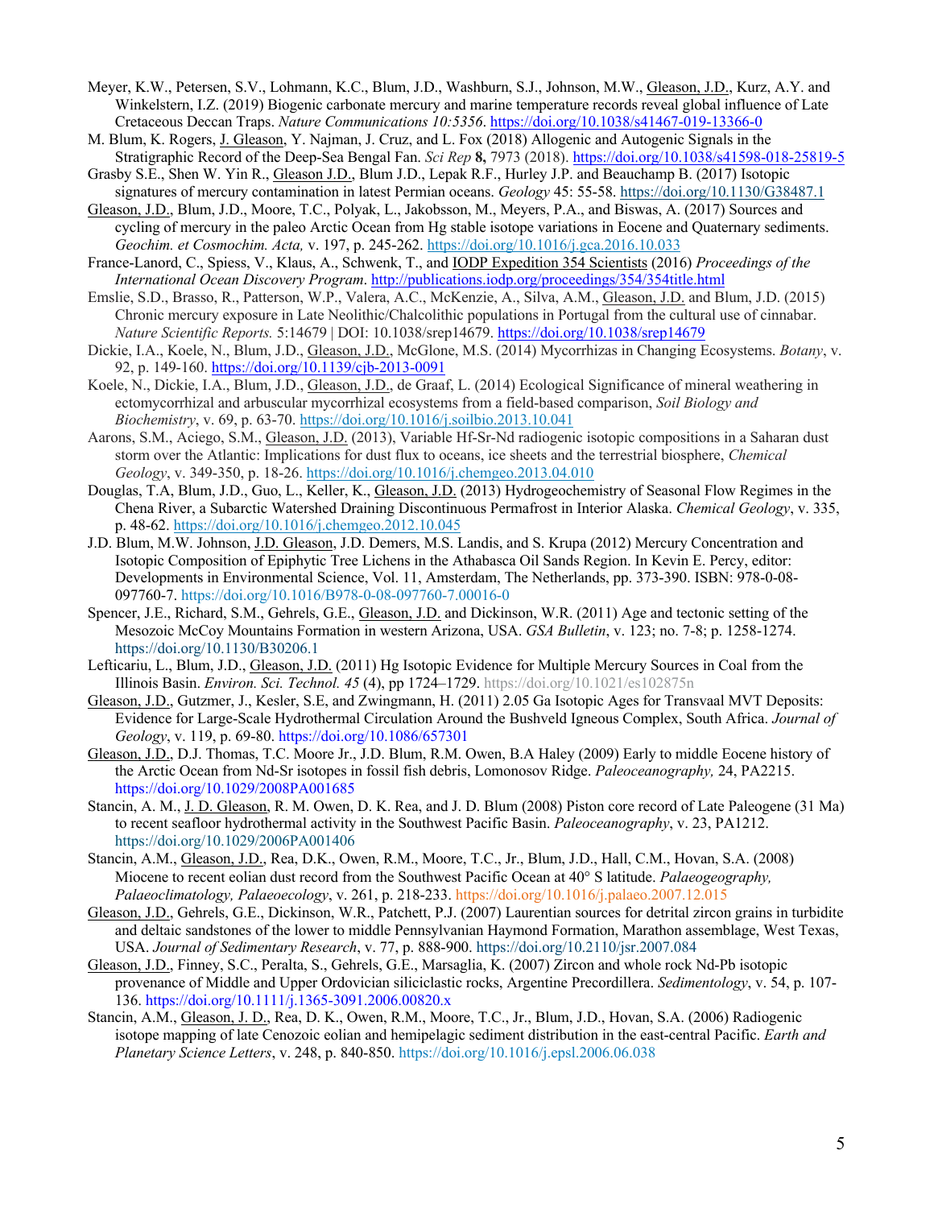Meyer, K.W., Petersen, S.V., Lohmann, K.C., Blum, J.D., Washburn, S.J., Johnson, M.W., Gleason, J.D., Kurz, A.Y. and Winkelstern, I.Z. (2019) Biogenic carbonate mercury and marine temperature records reveal global influence of Late Cretaceous Deccan Traps. *Nature Communications 10:5356*. https://doi.org/10.1038/s41467-019-13366-0

M. Blum, K. Rogers, J. Gleason, Y. Najman, J. Cruz, and L. Fox (2018) Allogenic and Autogenic Signals in the Stratigraphic Record of the Deep-Sea Bengal Fan. *Sci Rep* **8,** 7973 (2018). https://doi.org/10.1038/s41598-018-25819-5

Grasby S.E., Shen W. Yin R., Gleason J.D., Blum J.D., Lepak R.F., Hurley J.P. and Beauchamp B. (2017) Isotopic signatures of mercury contamination in latest Permian oceans. *Geology* 45: 55-58. https://doi.org/10.1130/G38487.1

Gleason, J.D., Blum, J.D., Moore, T.C., Polyak, L., Jakobsson, M., Meyers, P.A., and Biswas, A. (2017) Sources and cycling of mercury in the paleo Arctic Ocean from Hg stable isotope variations in Eocene and Quaternary sediments. *Geochim. et Cosmochim. Acta,* v. 197, p. 245-262. https://doi.org/10.1016/j.gca.2016.10.033

France-Lanord, C., Spiess, V., Klaus, A., Schwenk, T., and IODP Expedition 354 Scientists (2016) *Proceedings of the International Ocean Discovery Program*. http://publications.iodp.org/proceedings/354/354title.html

Emslie, S.D., Brasso, R., Patterson, W.P., Valera, A.C., McKenzie, A., Silva, A.M., Gleason, J.D. and Blum, J.D. (2015) Chronic mercury exposure in Late Neolithic/Chalcolithic populations in Portugal from the cultural use of cinnabar. *Nature Scientific Reports.* 5:14679 | DOI: 10.1038/srep14679. https://doi.org/10.1038/srep14679

Dickie, I.A., Koele, N., Blum, J.D., Gleason, J.D., McGlone, M.S. (2014) Mycorrhizas in Changing Ecosystems. *Botany*, v. 92, p. 149-160. https://doi.org/10.1139/cjb-2013-0091

Koele, N., Dickie, I.A., Blum, J.D., Gleason, J.D., de Graaf, L. (2014) Ecological Significance of mineral weathering in ectomycorrhizal and arbuscular mycorrhizal ecosystems from a field-based comparison, *Soil Biology and Biochemistry*, v. 69, p. 63-70. https://doi.org/10.1016/j.soilbio.2013.10.041

Aarons, S.M., Aciego, S.M., Gleason, J.D. (2013), Variable Hf-Sr-Nd radiogenic isotopic compositions in a Saharan dust storm over the Atlantic: Implications for dust flux to oceans, ice sheets and the terrestrial biosphere, *Chemical Geology*, v. 349-350, p. 18-26. https://doi.org/10.1016/j.chemgeo.2013.04.010

Douglas, T.A, Blum, J.D., Guo, L., Keller, K., Gleason, J.D. (2013) Hydrogeochemistry of Seasonal Flow Regimes in the Chena River, a Subarctic Watershed Draining Discontinuous Permafrost in Interior Alaska. *Chemical Geology*, v. 335, p. 48-62. https://doi.org/10.1016/j.chemgeo.2012.10.045

J.D. Blum, M.W. Johnson, J.D. Gleason, J.D. Demers, M.S. Landis, and S. Krupa (2012) Mercury Concentration and Isotopic Composition of Epiphytic Tree Lichens in the Athabasca Oil Sands Region. In Kevin E. Percy, editor: Developments in Environmental Science, Vol. 11, Amsterdam, The Netherlands, pp. 373-390. ISBN: 978-0-08-097760-7. https://doi.org/10.1016/B978-0-08-097760-7.00016-0

Spencer, J.E., Richard, S.M., Gehrels, G.E., Gleason, J.D. and Dickinson, W.R. (2011) Age and tectonic setting of the Mesozoic McCoy Mountains Formation in western Arizona, USA. *GSA Bulletin*, v. 123; no. 7-8; p. 1258-1274. https://doi.org/10.1130/B30206.1

Lefticariu, L., Blum, J.D., Gleason, J.D. (2011) Hg Isotopic Evidence for Multiple Mercury Sources in Coal from the Illinois Basin. *Environ. Sci. Technol. 45* (4), pp 1724–1729. https://doi.org/10.1021/es102875n

Gleason, J.D., Gutzmer, J., Kesler, S.E, and Zwingmann, H. (2011) 2.05 Ga Isotopic Ages for Transvaal MVT Deposits: Evidence for Large-Scale Hydrothermal Circulation Around the Bushveld Igneous Complex, South Africa. *Journal of Geology*, v. 119, p. 69-80. https://doi.org/10.1086/657301

Gleason, J.D., D.J. Thomas, T.C. Moore Jr., J.D. Blum, R.M. Owen, B.A Haley (2009) Early to middle Eocene history of the Arctic Ocean from Nd-Sr isotopes in fossil fish debris, Lomonosov Ridge. *Paleoceanography,* 24, PA2215. https://doi.org/10.1029/2008PA001685

Stancin, A. M., J. D. Gleason, R. M. Owen, D. K. Rea, and J. D. Blum (2008) Piston core record of Late Paleogene (31 Ma) to recent seafloor hydrothermal activity in the Southwest Pacific Basin. *Paleoceanography*, v. 23, PA1212. https://doi.org/10.1029/2006PA001406

Stancin, A.M., Gleason, J.D., Rea, D.K., Owen, R.M., Moore, T.C., Jr., Blum, J.D., Hall, C.M., Hovan, S.A. (2008) Miocene to recent eolian dust record from the Southwest Pacific Ocean at 40° S latitude. *Palaeogeography, Palaeoclimatology, Palaeoecology*, v. 261, p. 218-233. https://doi.org/10.1016/j.palaeo.2007.12.015

Gleason, J.D., Gehrels, G.E., Dickinson, W.R., Patchett, P.J. (2007) Laurentian sources for detrital zircon grains in turbidite and deltaic sandstones of the lower to middle Pennsylvanian Haymond Formation, Marathon assemblage, West Texas, USA. *Journal of Sedimentary Research*, v. 77, p. 888-900. https://doi.org/10.2110/jsr.2007.084

Gleason, J.D., Finney, S.C., Peralta, S., Gehrels, G.E., Marsaglia, K. (2007) Zircon and whole rock Nd-Pb isotopic provenance of Middle and Upper Ordovician siliciclastic rocks, Argentine Precordillera. *Sedimentology*, v. 54, p. 107-136. https://doi.org/10.1111/j.1365-3091.2006.00820.x

Stancin, A.M., Gleason, J. D., Rea, D. K., Owen, R.M., Moore, T.C., Jr., Blum, J.D., Hovan, S.A. (2006) Radiogenic isotope mapping of late Cenozoic eolian and hemipelagic sediment distribution in the east-central Pacific. *Earth and Planetary Science Letters*, v. 248, p. 840-850. https://doi.org/10.1016/j.epsl.2006.06.038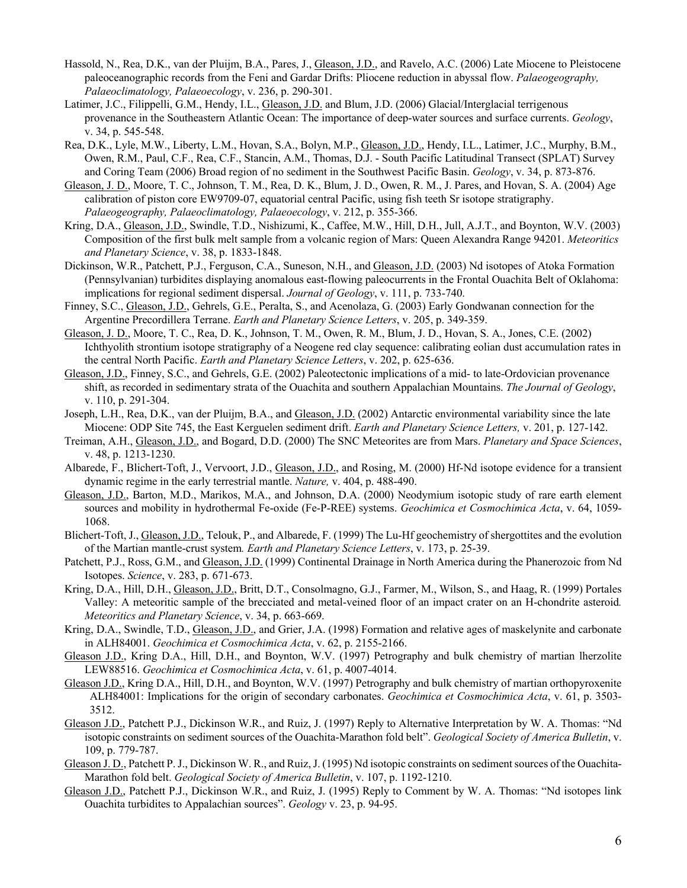Hassold, N., Rea, D.K., van der Pluijm, B.A., Pares, J., Gleason, J.D., and Ravelo, A.C. (2006) Late Miocene to Pleistocene paleoceanographic records from the Feni and Gardar Drifts: Pliocene reduction in abyssal flow. *Palaeogeography, Palaeoclimatology, Palaeoecology*, v. 236, p. 290-301.

Latimer, J.C., Filippelli, G.M., Hendy, I.L., Gleason, J.D. and Blum, J.D. (2006) Glacial/Interglacial terrigenous provenance in the Southeastern Atlantic Ocean: The importance of deep-water sources and surface currents. *Geology*, v. 34, p. 545-548.

Rea, D.K., Lyle, M.W., Liberty, L.M., Hovan, S.A., Bolyn, M.P., Gleason, J.D., Hendy, I.L., Latimer, J.C., Murphy, B.M., Owen, R.M., Paul, C.F., Rea, C.F., Stancin, A.M., Thomas, D.J. - South Pacific Latitudinal Transect (SPLAT) Survey and Coring Team (2006) Broad region of no sediment in the Southwest Pacific Basin. *Geology*, v. 34, p. 873-876.

Gleason, J. D., Moore, T. C., Johnson, T. M., Rea, D. K., Blum, J. D., Owen, R. M., J. Pares, and Hovan, S. A. (2004) Age calibration of piston core EW9709-07, equatorial central Pacific, using fish teeth Sr isotope stratigraphy. *Palaeogeography, Palaeoclimatology, Palaeoecology*, v. 212, p. 355-366.

Kring, D.A., Gleason, J.D., Swindle, T.D., Nishizumi, K., Caffee, M.W., Hill, D.H., Jull, A.J.T., and Boynton, W.V. (2003) Composition of the first bulk melt sample from a volcanic region of Mars: Queen Alexandra Range 94201. *Meteoritics and Planetary Science*, v. 38, p. 1833-1848.

Dickinson, W.R., Patchett, P.J., Ferguson, C.A., Suneson, N.H., and Gleason, J.D. (2003) Nd isotopes of Atoka Formation (Pennsylvanian) turbidites displaying anomalous east-flowing paleocurrents in the Frontal Ouachita Belt of Oklahoma: implications for regional sediment dispersal. *Journal of Geology*, v. 111, p. 733-740.

Finney, S.C., Gleason, J.D., Gehrels, G.E., Peralta, S., and Acenolaza, G. (2003) Early Gondwanan connection for the Argentine Precordillera Terrane. *Earth and Planetary Science Letters*, v. 205, p. 349-359.

Gleason, J. D., Moore, T. C., Rea, D. K., Johnson, T. M., Owen, R. M., Blum, J. D., Hovan, S. A., Jones, C.E. (2002) Ichthyolith strontium isotope stratigraphy of a Neogene red clay sequence: calibrating eolian dust accumulation rates in the central North Pacific. *Earth and Planetary Science Letters*, v. 202, p. 625-636.

Gleason, J.D., Finney, S.C., and Gehrels, G.E. (2002) Paleotectonic implications of a mid- to late-Ordovician provenance shift, as recorded in sedimentary strata of the Ouachita and southern Appalachian Mountains. *The Journal of Geology*, v. 110, p. 291-304.

Joseph, L.H., Rea, D.K., van der Pluijm, B.A., and Gleason, J.D. (2002) Antarctic environmental variability since the late Miocene: ODP Site 745, the East Kerguelen sediment drift. *Earth and Planetary Science Letters,* v. 201, p. 127-142.

Treiman, A.H., Gleason, J.D., and Bogard, D.D. (2000) The SNC Meteorites are from Mars. *Planetary and Space Sciences*, v. 48, p. 1213-1230.

Albarede, F., Blichert-Toft, J., Vervoort, J.D., Gleason, J.D., and Rosing, M. (2000) Hf-Nd isotope evidence for a transient dynamic regime in the early terrestrial mantle. *Nature,* v. 404, p. 488-490.

Gleason, J.D., Barton, M.D., Marikos, M.A., and Johnson, D.A. (2000) Neodymium isotopic study of rare earth element sources and mobility in hydrothermal Fe-oxide (Fe-P-REE) systems. *Geochimica et Cosmochimica Acta*, v. 64, 1059-1068.

Blichert-Toft, J., Gleason, J.D., Telouk, P., and Albarede, F. (1999) The Lu-Hf geochemistry of shergottites and the evolution of the Martian mantle-crust system*. Earth and Planetary Science Letters*, v. 173, p. 25-39.

Patchett, P.J., Ross, G.M., and Gleason, J.D. (1999) Continental Drainage in North America during the Phanerozoic from Nd Isotopes. *Science*, v. 283, p. 671-673.

Kring, D.A., Hill, D.H., Gleason, J.D., Britt, D.T., Consolmagno, G.J., Farmer, M., Wilson, S., and Haag, R. (1999) Portales Valley: A meteoritic sample of the brecciated and metal-veined floor of an impact crater on an H-chondrite asteroid*. Meteoritics and Planetary Science*, v. 34, p. 663-669.

Kring, D.A., Swindle, T.D., Gleason, J.D., and Grier, J.A. (1998) Formation and relative ages of maskelynite and carbonate in ALH84001. *Geochimica et Cosmochimica Acta*, v. 62, p. 2155-2166.

Gleason J.D., Kring D.A., Hill, D.H., and Boynton, W.V. (1997) Petrography and bulk chemistry of martian lherzolite LEW88516. *Geochimica et Cosmochimica Acta*, v. 61, p. 4007-4014.

Gleason J.D., Kring D.A., Hill, D.H., and Boynton, W.V. (1997) Petrography and bulk chemistry of martian orthopyroxenite ALH84001: Implications for the origin of secondary carbonates. *Geochimica et Cosmochimica Acta*, v. 61, p. 3503-3512.

Gleason J.D., Patchett P.J., Dickinson W.R., and Ruiz, J. (1997) Reply to Alternative Interpretation by W. A. Thomas: "Nd isotopic constraints on sediment sources of the Ouachita-Marathon fold belt". *Geological Society of America Bulletin*, v. 109, p. 779-787.

Gleason J. D., Patchett P. J., Dickinson W. R., and Ruiz, J. (1995) Nd isotopic constraints on sediment sources of the Ouachita-Marathon fold belt. *Geological Society of America Bulletin*, v. 107, p. 1192-1210.

Gleason J.D., Patchett P.J., Dickinson W.R., and Ruiz, J. (1995) Reply to Comment by W. A. Thomas: "Nd isotopes link Ouachita turbidites to Appalachian sources". *Geology* v. 23, p. 94-95.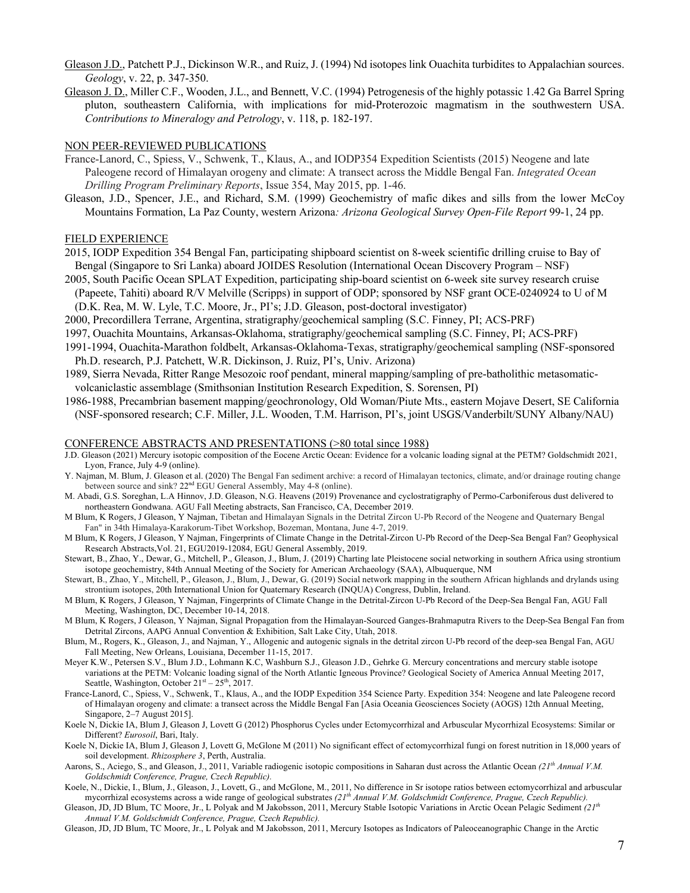<u>Gleason J.D.</u>, Patchett P.J., Dickinson W.R., and Ruiz, J. (1994) Nd isotopes link Ouachita turbidites to Appalachian sources. *Geology*, v. 22, p. 347-350.

<u>Gleason J. D.</u>, Miller C.F., Wooden, J.L., and Bennett, V.C. (1994) Petrogenesis of the highly potassic 1.42 Ga Barrel Spring pluton, southeastern California, with implications for mid-Proterozoic magmatism in the southwestern USA. *Contributions to Mineralogy and Petrology*, v. 118, p. 182-197.

## NON PEER-REVIEWED PUBLICATIONS

France-Lanord, C., Spiess, V., Schwenk, T., Klaus, A., and IODP354 Expedition Scientists (2015) Neogene and late Paleogene record of Himalayan orogeny and climate: A transect across the Middle Bengal Fan. *Integrated Ocean Drilling Program Preliminary Reports*, Issue 354, May 2015, pp. 1-46.

Gleason, J.D., Spencer, J.E., and Richard, S.M. (1999) Geochemistry of mafic dikes and sills from the lower McCoy Mountains Formation, La Paz County, western Arizona*: Arizona Geological Survey Open-File Report* 99-1, 24 pp.

## FIELD EXPERIENCE

2015, IODP Expedition 354 Bengal Fan, participating shipboard scientist on 8-week scientific drilling cruise to Bay of Bengal (Singapore to Sri Lanka) aboard JOIDES Resolution (International Ocean Discovery Program – NSF)

2005, South Pacific Ocean SPLAT Expedition, participating ship-board scientist on 6-week site survey research cruise (Papeete, Tahiti) aboard R/V Melville (Scripps) in support of ODP; sponsored by NSF grant OCE-0240924 to U of M (D.K. Rea, M. W. Lyle, T.C. Moore, Jr., PI's; J.D. Gleason, post-doctoral investigator)

2000, Precordillera Terrane, Argentina, stratigraphy/geochemical sampling (S.C. Finney, PI; ACS-PRF)

1997, Ouachita Mountains, Arkansas-Oklahoma, stratigraphy/geochemical sampling (S.C. Finney, PI; ACS-PRF)

1991-1994, Ouachita-Marathon foldbelt, Arkansas-Oklahoma-Texas, stratigraphy/geochemical sampling (NSF-sponsored Ph.D. research, P.J. Patchett, W.R. Dickinson, J. Ruiz, PI's, Univ. Arizona)

1989, Sierra Nevada, Ritter Range Mesozoic roof pendant, mineral mapping/sampling of pre-batholithic metasomatic-volcaniclastic assemblage (Smithsonian Institution Research Expedition, S. Sorensen, PI)

1986-1988, Precambrian basement mapping/geochronology, Old Woman/Piute Mts., eastern Mojave Desert, SE California (NSF-sponsored research; C.F. Miller, J.L. Wooden, T.M. Harrison, PI's, joint USGS/Vanderbilt/SUNY Albany/NAU)

## CONFERENCE ABSTRACTS AND PRESENTATIONS (>80 total since 1988)

J.D. Gleason (2021) Mercury isotopic composition of the Eocene Arctic Ocean: Evidence for a volcanic loading signal at the PETM? Goldschmidt 2021, Lyon, France, July 4-9 (online).

Y. Najman, M. Blum, J. Gleason et al. (2020) The Bengal Fan sediment archive: a record of Himalayan tectonics, climate, and/or drainage routing change between source and sink? 22nd EGU General Assembly, May 4-8 (online).

M. Abadi, G.S. Soreghan, L.A Hinnov, J.D. Gleason, N.G. Heavens (2019) Provenance and cyclostratigraphy of Permo-Carboniferous dust delivered to northeastern Gondwana. AGU Fall Meeting abstracts, San Francisco, CA, December 2019.

M Blum, K Rogers, J Gleason, Y Najman, Tibetan and Himalayan Signals in the Detrital Zircon U-Pb Record of the Neogene and Quaternary Bengal Fan" in 34th Himalaya-Karakorum-Tibet Workshop, Bozeman, Montana, June 4-7, 2019.

M Blum, K Rogers, J Gleason, Y Najman, Fingerprints of Climate Change in the Detrital-Zircon U-Pb Record of the Deep-Sea Bengal Fan? Geophysical Research Abstracts,Vol. 21, EGU2019-12084, EGU General Assembly, 2019.

Stewart, B., Zhao, Y., Dewar, G., Mitchell, P., Gleason, J., Blum, J. (2019) Charting late Pleistocene social networking in southern Africa using strontium isotope geochemistry, 84th Annual Meeting of the Society for American Archaeology (SAA), Albuquerque, NM

Stewart, B., Zhao, Y., Mitchell, P., Gleason, J., Blum, J., Dewar, G. (2019) Social network mapping in the southern African highlands and drylands using strontium isotopes, 20th International Union for Quaternary Research (INQUA) Congress, Dublin, Ireland.

M Blum, K Rogers, J Gleason, Y Najman, Fingerprints of Climate Change in the Detrital-Zircon U-Pb Record of the Deep-Sea Bengal Fan, AGU Fall Meeting, Washington, DC, December 10-14, 2018.

M Blum, K Rogers, J Gleason, Y Najman, Signal Propagation from the Himalayan-Sourced Ganges-Brahmaputra Rivers to the Deep-Sea Bengal Fan from Detrital Zircons, AAPG Annual Convention & Exhibition, Salt Lake City, Utah, 2018.

Blum, M., Rogers, K., Gleason, J., and Najman, Y., Allogenic and autogenic signals in the detrital zircon U-Pb record of the deep-sea Bengal fan, AGU Fall Meeting, New Orleans, Louisiana, December 11-15, 2017.

Meyer K.W., Petersen S.V., Blum J.D., Lohmann K.C, Washburn S.J., Gleason J.D., Gehrke G. Mercury concentrations and mercury stable isotope variations at the PETM: Volcanic loading signal of the North Atlantic Igneous Province? Geological Society of America Annual Meeting 2017, Seattle, Washington, October 21st – 25th, 2017.

France-Lanord, C., Spiess, V., Schwenk, T., Klaus, A., and the IODP Expedition 354 Science Party. Expedition 354: Neogene and late Paleogene record of Himalayan orogeny and climate: a transect across the Middle Bengal Fan [Asia Oceania Geosciences Society (AOGS) 12th Annual Meeting, Singapore, 2–7 August 2015].

Koele N, Dickie IA, Blum J, Gleason J, Lovett G (2012) Phosphorus Cycles under Ectomycorrhizal and Arbuscular Mycorrhizal Ecosystems: Similar or Different? *Eurosoil*, Bari, Italy.

Koele N, Dickie IA, Blum J, Gleason J, Lovett G, McGlone M (2011) No significant effect of ectomycorrhizal fungi on forest nutrition in 18,000 years of soil development. *Rhizosphere 3*, Perth, Australia.

Aarons, S., Aciego, S., and Gleason, J., 2011, Variable radiogenic isotopic compositions in Saharan dust across the Atlantic Ocean *(21th Annual V.M. Goldschmidt Conference, Prague, Czech Republic).*

Koele, N., Dickie, I., Blum, J., Gleason, J., Lovett, G., and McGlone, M., 2011, No difference in Sr isotope ratios between ectomycorrhizal and arbuscular mycorrhizal ecosystems across a wide range of geological substrates *(21th Annual V.M. Goldschmidt Conference, Prague, Czech Republic).*

Gleason, JD, JD Blum, TC Moore, Jr., L Polyak and M Jakobsson, 2011, Mercury Stable Isotopic Variations in Arctic Ocean Pelagic Sediment *(21th Annual V.M. Goldschmidt Conference, Prague, Czech Republic).*

Gleason, JD, JD Blum, TC Moore, Jr., L Polyak and M Jakobsson, 2011, Mercury Isotopes as Indicators of Paleoceanographic Change in the Arctic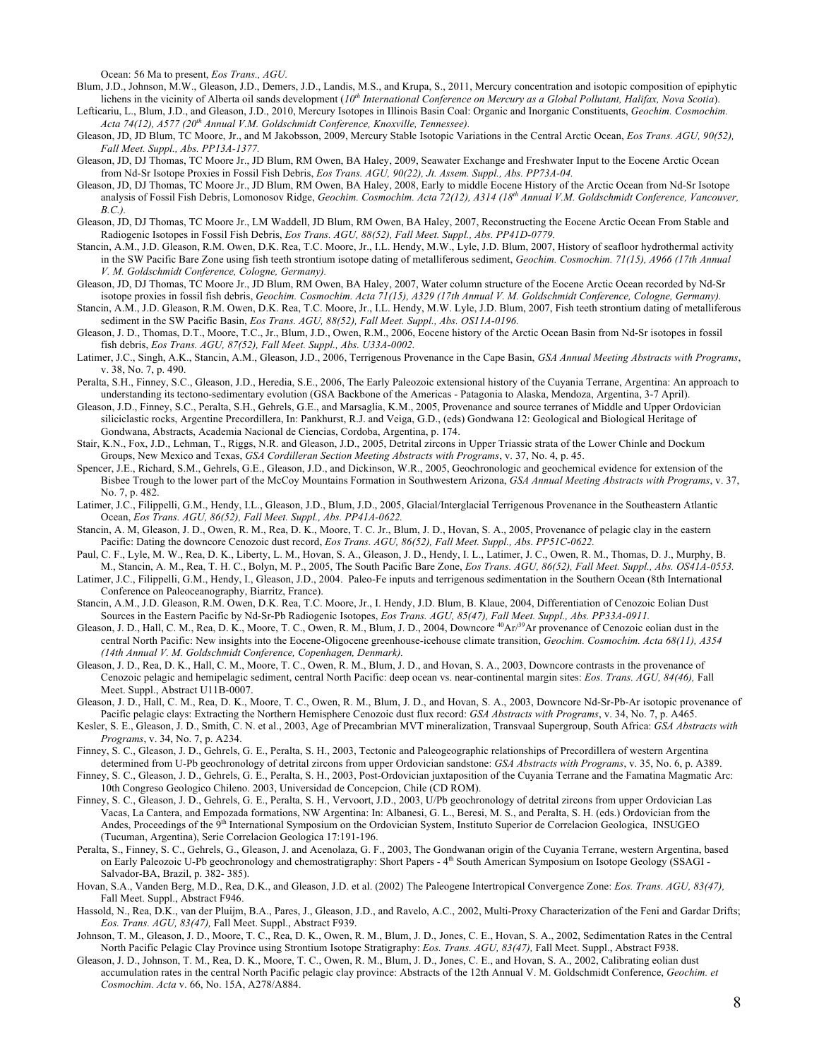Ocean: 56 Ma to present, *Eos Trans., AGU.*

Blum, J.D., Johnson, M.W., Gleason, J.D., Demers, J.D., Landis, M.S., and Krupa, S., 2011, Mercury concentration and isotopic composition of epiphytic lichens in the vicinity of Alberta oil sands development (*10th International Conference on Mercury as a Global Pollutant, Halifax, Nova Scotia*).

Lefticariu, L., Blum, J.D., and Gleason, J.D., 2010, Mercury Isotopes in Illinois Basin Coal: Organic and Inorganic Constituents, *Geochim. Cosmochim. Acta 74(12), A577 (20th Annual V.M. Goldschmidt Conference, Knoxville, Tennessee).*

Gleason, JD, JD Blum, TC Moore, Jr., and M Jakobsson, 2009, Mercury Stable Isotopic Variations in the Central Arctic Ocean, *Eos Trans. AGU, 90(52), Fall Meet. Suppl., Abs. PP13A-1377.*

Gleason, JD, DJ Thomas, TC Moore Jr., JD Blum, RM Owen, BA Haley, 2009, Seawater Exchange and Freshwater Input to the Eocene Arctic Ocean from Nd-Sr Isotope Proxies in Fossil Fish Debris, *Eos Trans. AGU, 90(22), Jt. Assem. Suppl., Abs. PP73A-04.*

Gleason, JD, DJ Thomas, TC Moore Jr., JD Blum, RM Owen, BA Haley, 2008, Early to middle Eocene History of the Arctic Ocean from Nd-Sr Isotope analysis of Fossil Fish Debris, Lomonosov Ridge, *Geochim. Cosmochim. Acta 72(12), A314 (18th Annual V.M. Goldschmidt Conference, Vancouver, B.C.).*

Gleason, JD, DJ Thomas, TC Moore Jr., LM Waddell, JD Blum, RM Owen, BA Haley, 2007, Reconstructing the Eocene Arctic Ocean From Stable and Radiogenic Isotopes in Fossil Fish Debris, *Eos Trans. AGU, 88(52), Fall Meet. Suppl., Abs. PP41D-0779.*

Stancin, A.M., J.D. Gleason, R.M. Owen, D.K. Rea, T.C. Moore, Jr., I.L. Hendy, M.W., Lyle, J.D. Blum, 2007, History of seafloor hydrothermal activity in the SW Pacific Bare Zone using fish teeth strontium isotope dating of metalliferous sediment, *Geochim. Cosmochim. 71(15), A966 (17th Annual V. M. Goldschmidt Conference, Cologne, Germany).*

Gleason, JD, DJ Thomas, TC Moore Jr., JD Blum, RM Owen, BA Haley, 2007, Water column structure of the Eocene Arctic Ocean recorded by Nd-Sr isotope proxies in fossil fish debris, *Geochim. Cosmochim. Acta 71(15), A329 (17th Annual V. M. Goldschmidt Conference, Cologne, Germany).*

Stancin, A.M., J.D. Gleason, R.M. Owen, D.K. Rea, T.C. Moore, Jr., I.L. Hendy, M.W. Lyle, J.D. Blum, 2007, Fish teeth strontium dating of metalliferous sediment in the SW Pacific Basin, *Eos Trans. AGU, 88(52), Fall Meet. Suppl., Abs. OS11A-0196.*

Gleason, J. D., Thomas, D.T., Moore, T.C., Jr., Blum, J.D., Owen, R.M., 2006, Eocene history of the Arctic Ocean Basin from Nd-Sr isotopes in fossil fish debris, *Eos Trans. AGU, 87(52), Fall Meet. Suppl., Abs. U33A-0002.*

Latimer, J.C., Singh, A.K., Stancin, A.M., Gleason, J.D., 2006, Terrigenous Provenance in the Cape Basin, *GSA Annual Meeting Abstracts with Programs*, v. 38, No. 7, p. 490.

Peralta, S.H., Finney, S.C., Gleason, J.D., Heredia, S.E., 2006, The Early Paleozoic extensional history of the Cuyania Terrane, Argentina: An approach to understanding its tectono-sedimentary evolution (GSA Backbone of the Americas - Patagonia to Alaska, Mendoza, Argentina, 3-7 April).

Gleason, J.D., Finney, S.C., Peralta, S.H., Gehrels, G.E., and Marsaglia, K.M., 2005, Provenance and source terranes of Middle and Upper Ordovician siliciclastic rocks, Argentine Precordillera, In: Pankhurst, R.J. and Veiga, G.D., (eds) Gondwana 12: Geological and Biological Heritage of Gondwana, Abstracts, Academia Nacional de Ciencias, Cordoba, Argentina, p. 174.

Stair, K.N., Fox, J.D., Lehman, T., Riggs, N.R. and Gleason, J.D., 2005, Detrital zircons in Upper Triassic strata of the Lower Chinle and Dockum Groups, New Mexico and Texas, *GSA Cordilleran Section Meeting Abstracts with Programs*, v. 37, No. 4, p. 45.

Spencer, J.E., Richard, S.M., Gehrels, G.E., Gleason, J.D., and Dickinson, W.R., 2005, Geochronologic and geochemical evidence for extension of the Bisbee Trough to the lower part of the McCoy Mountains Formation in Southwestern Arizona, *GSA Annual Meeting Abstracts with Programs*, v. 37, No. 7, p. 482.

Latimer, J.C., Filippelli, G.M., Hendy, I.L., Gleason, J.D., Blum, J.D., 2005, Glacial/Interglacial Terrigenous Provenance in the Southeastern Atlantic Ocean, *Eos Trans. AGU, 86(52), Fall Meet. Suppl., Abs. PP41A-0622.*

Stancin, A. M, Gleason, J. D., Owen, R. M., Rea, D. K., Moore, T. C. Jr., Blum, J. D., Hovan, S. A., 2005, Provenance of pelagic clay in the eastern Pacific: Dating the downcore Cenozoic dust record, *Eos Trans. AGU, 86(52), Fall Meet. Suppl., Abs. PP51C-0622.*

Paul, C. F., Lyle, M. W., Rea, D. K., Liberty, L. M., Hovan, S. A., Gleason, J. D., Hendy, I. L., Latimer, J. C., Owen, R. M., Thomas, D. J., Murphy, B. M., Stancin, A. M., Rea, T. H. C., Bolyn, M. P., 2005, The South Pacific Bare Zone, *Eos Trans. AGU, 86(52), Fall Meet. Suppl., Abs. OS41A-0553.*

Latimer, J.C., Filippelli, G.M., Hendy, I., Gleason, J.D., 2004. Paleo-Fe inputs and terrigenous sedimentation in the Southern Ocean (8th International Conference on Paleoceanography, Biarritz, France).

Stancin, A.M., J.D. Gleason, R.M. Owen, D.K. Rea, T.C. Moore, Jr., I. Hendy, J.D. Blum, B. Klaue, 2004, Differentiation of Cenozoic Eolian Dust Sources in the Eastern Pacific by Nd-Sr-Pb Radiogenic Isotopes, *Eos Trans. AGU, 85(47), Fall Meet. Suppl., Abs. PP33A-0911.*

Gleason, J. D., Hall, C. M., Rea, D. K., Moore, T. C., Owen, R. M., Blum, J. D., 2004, Downcore $^{40}Ar/^{39}Ar$ provenance of Cenozoic eolian dust in the central North Pacific: New insights into the Eocene-Oligocene greenhouse-icehouse climate transition, *Geochim. Cosmochim. Acta 68(11), A354 (14th Annual V. M. Goldschmidt Conference, Copenhagen, Denmark).*

Gleason, J. D., Rea, D. K., Hall, C. M., Moore, T. C., Owen, R. M., Blum, J. D., and Hovan, S. A., 2003, Downcore contrasts in the provenance of Cenozoic pelagic and hemipelagic sediment, central North Pacific: deep ocean vs. near-continental margin sites: *Eos. Trans. AGU, 84(46),* Fall Meet. Suppl., Abstract U11B-0007.

Gleason, J. D., Hall, C. M., Rea, D. K., Moore, T. C., Owen, R. M., Blum, J. D., and Hovan, S. A., 2003, Downcore Nd-Sr-Pb-Ar isotopic provenance of Pacific pelagic clays: Extracting the Northern Hemisphere Cenozoic dust flux record: *GSA Abstracts with Programs*, v. 34, No. 7, p. A465.

Kesler, S. E., Gleason, J. D., Smith, C. N. et al., 2003, Age of Precambrian MVT mineralization, Transvaal Supergroup, South Africa: *GSA Abstracts with Programs*, v. 34, No. 7, p. A234.

Finney, S. C., Gleason, J. D., Gehrels, G. E., Peralta, S. H., 2003, Tectonic and Paleogeographic relationships of Precordillera of western Argentina determined from U-Pb geochronology of detrital zircons from upper Ordovician sandstone: *GSA Abstracts with Programs*, v. 35, No. 6, p. A389.

Finney, S. C., Gleason, J. D., Gehrels, G. E., Peralta, S. H., 2003, Post-Ordovician juxtaposition of the Cuyania Terrane and the Famatina Magmatic Arc: 10th Congreso Geologico Chileno. 2003, Universidad de Concepcion, Chile (CD ROM).

Finney, S. C., Gleason, J. D., Gehrels, G. E., Peralta, S. H., Vervoort, J.D., 2003, U/Pb geochronology of detrital zircons from upper Ordovician Las Vacas, La Cantera, and Empozada formations, NW Argentina: In: Albanesi, G. L., Beresi, M. S., and Peralta, S. H. (eds.) Ordovician from the Andes, Proceedings of the 9th International Symposium on the Ordovician System, Instituto Superior de Correlacion Geologica, INSUGEO (Tucuman, Argentina), Serie Correlacion Geologica 17:191-196.

Peralta, S., Finney, S. C., Gehrels, G., Gleason, J. and Acenolaza, G. F., 2003, The Gondwanan origin of the Cuyania Terrane, western Argentina, based on Early Paleozoic U-Pb geochronology and chemostratigraphy: Short Papers - 4th South American Symposium on Isotope Geology (SSAGI - Salvador-BA, Brazil, p. 382- 385).

Hovan, S.A., Vanden Berg, M.D., Rea, D.K., and Gleason, J.D. et al. (2002) The Paleogene Intertropical Convergence Zone: *Eos. Trans. AGU, 83(47),* Fall Meet. Suppl., Abstract F946.

Hassold, N., Rea, D.K., van der Pluijm, B.A., Pares, J., Gleason, J.D., and Ravelo, A.C., 2002, Multi-Proxy Characterization of the Feni and Gardar Drifts; *Eos. Trans. AGU, 83(47),* Fall Meet. Suppl., Abstract F939.

Johnson, T. M., Gleason, J. D., Moore, T. C., Rea, D. K., Owen, R. M., Blum, J. D., Jones, C. E., Hovan, S. A., 2002, Sedimentation Rates in the Central North Pacific Pelagic Clay Province using Strontium Isotope Stratigraphy: *Eos. Trans. AGU, 83(47),* Fall Meet. Suppl., Abstract F938.

Gleason, J. D., Johnson, T. M., Rea, D. K., Moore, T. C., Owen, R. M., Blum, J. D., Jones, C. E., and Hovan, S. A., 2002, Calibrating eolian dust accumulation rates in the central North Pacific pelagic clay province: Abstracts of the 12th Annual V. M. Goldschmidt Conference, *Geochim. et Cosmochim. Acta* v. 66, No. 15A, A278/A884.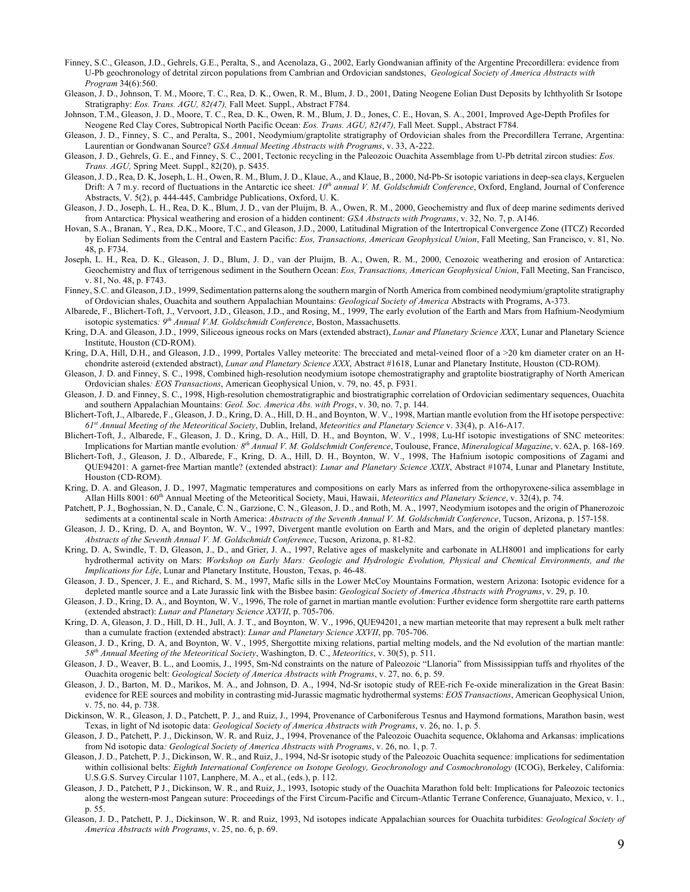Finney, S.C., Gleason, J.D., Gehrels, G.E., Peralta, S., and Acenolaza, G., 2002, Early Gondwanian affinity of the Argentine Precordillera: evidence from U-Pb geochronology of detrital zircon populations from Cambrian and Ordovician sandstones, *Geological Society of America Abstracts with Program* 34(6):560.

Gleason, J. D., Johnson, T. M., Moore, T. C., Rea, D. K., Owen, R. M., Blum, J. D., 2001, Dating Neogene Eolian Dust Deposits by Ichthyolith Sr Isotope Stratigraphy: *Eos. Trans. AGU, 82(47),* Fall Meet. Suppl., Abstract F784.

Johnson, T.M., Gleason, J. D., Moore, T. C., Rea, D. K., Owen, R. M., Blum, J. D., Jones, C. E., Hovan, S. A., 2001, Improved Age-Depth Profiles for Neogene Red Clay Cores, Subtropical North Pacific Ocean: *Eos. Trans. AGU, 82(47),* Fall Meet. Suppl., Abstract F784.

Gleason, J. D., Finney, S. C., and Peralta, S., 2001, Neodymium/graptolite stratigraphy of Ordovician shales from the Precordillera Terrane, Argentina: Laurentian or Gondwanan Source? *GSA Annual Meeting Abstracts with Programs*, v. 33, A-222.

Gleason, J. D., Gehrels, G. E., and Finney, S. C., 2001, Tectonic recycling in the Paleozoic Ouachita Assemblage from U-Pb detrital zircon studies: *Eos. Trans. AGU,* Spring Meet. Suppl., 82(20), p. S435.

Gleason, J. D., Rea, D. K, Joseph, L. H., Owen, R. M., Blum, J. D., Klaue, A., and Klaue, B., 2000, Nd-Pb-Sr isotopic variations in deep-sea clays, Kerguelen Drift: A 7 m.y. record of fluctuations in the Antarctic ice sheet*: 10th annual V. M. Goldschmidt Conference*, Oxford, England, Journal of Conference Abstracts, V. 5(2), p. 444-445, Cambridge Publications, Oxford, U. K.

Gleason, J. D., Joseph, L. H., Rea, D. K., Blum, J. D., van der Pluijm, B. A., Owen, R. M., 2000, Geochemistry and flux of deep marine sediments derived from Antarctica: Physical weathering and erosion of a hidden continent: *GSA Abstracts with Programs*, v. 32, No. 7, p. A146.

Hovan, S.A., Branan, Y., Rea, D.K., Moore, T.C., and Gleason, J.D., 2000, Latitudinal Migration of the Intertropical Convergence Zone (ITCZ) Recorded by Eolian Sediments from the Central and Eastern Pacific: *Eos, Transactions, American Geophysical Union*, Fall Meeting, San Francisco, v. 81, No. 48, p. F734.

Joseph, L. H., Rea, D. K., Gleason, J. D., Blum, J. D., van der Pluijm, B. A., Owen, R. M., 2000, Cenozoic weathering and erosion of Antarctica: Geochemistry and flux of terrigenous sediment in the Southern Ocean: *Eos, Transactions, American Geophysical Union*, Fall Meeting, San Francisco, v. 81, No. 48, p. F743.

Finney, S.C. and Gleason, J.D., 1999, Sedimentation patterns along the southern margin of North America from combined neodymium/graptolite stratigraphy of Ordovician shales, Ouachita and southern Appalachian Mountains: *Geological Society of America* Abstracts with Programs, A-373.

Albarede, F., Blichert-Toft, J., Vervoort, J.D., Gleason, J.D., and Rosing, M., 1999, The early evolution of the Earth and Mars from Hafnium-Neodymium isotopic systematics*: 9th Annual V.M. Goldschmidt Conference*, Boston, Massachusetts.

Kring, D.A. and Gleason, J.D., 1999, Siliceous igneous rocks on Mars (extended abstract), *Lunar and Planetary Science XXX*, Lunar and Planetary Science Institute, Houston (CD-ROM).

Kring, D.A, Hill, D.H., and Gleason, J.D., 1999, Portales Valley meteorite: The brecciated and metal-veined floor of a >20 km diameter crater on an H-chondrite asteroid (extended abstract), *Lunar and Planetary Science XXX*, Abstract #1618, Lunar and Planetary Institute, Houston (CD-ROM).

Gleason, J. D. and Finney, S. C., 1998, Combined high-resolution neodymium isotope chemostratigraphy and graptolite biostratigraphy of North American Ordovician shales*: EOS Transactions*, American Geophysical Union, v. 79, no. 45, p. F931.

Gleason, J. D. and Finney, S. C., 1998, High-resolution chemostratigraphic and biostratigraphic correlation of Ordovician sedimentary sequences, Ouachita and southern Appalachian Mountains: *Geol. Soc. America Abs. with Progs*, v. 30, no. 7, p. 144.

Blichert-Toft, J., Albarede, F., Gleason, J. D., Kring, D. A., Hill, D. H., and Boynton, W. V., 1998, Martian mantle evolution from the Hf isotope perspective: *61st Annual Meeting of the Meteoritical Society*, Dublin, Ireland, *Meteoritics and Planetary Science* v. 33(4), p. A16-A17.

Blichert-Toft, J., Albarede, F., Gleason, J. D., Kring, D. A., Hill, D. H., and Boynton, W. V., 1998, Lu-Hf isotopic investigations of SNC meteorites: Implications for Martian mantle evolution*: 8th Annual V. M. Goldschmidt Conference*, Toulouse, France, *Mineralogical Magazine*, v. 62A, p. 168-169.

Blichert-Toft, J., Gleason, J. D., Albarede, F., Kring, D. A., Hill, D. H., Boynton, W. V., 1998, The Hafnium isotopic compositions of Zagami and QUE94201: A garnet-free Martian mantle? (extended abstract): *Lunar and Planetary Science XXIX*, Abstract #1074, Lunar and Planetary Institute, Houston (CD-ROM).

Kring, D. A. and Gleason, J. D., 1997, Magmatic temperatures and compositions on early Mars as inferred from the orthopyroxene-silica assemblage in Allan Hills 8001: 60th Annual Meeting of the Meteoritical Society, Maui, Hawaii, *Meteoritics and Planetary Science*, v. 32(4), p. 74.

Patchett, P. J., Boghossian, N. D., Canale, C. N., Garzione, C. N., Gleason, J. D., and Roth, M. A., 1997, Neodymium isotopes and the origin of Phanerozoic sediments at a continental scale in North America: *Abstracts of the Seventh Annual V. M. Goldschmidt Conference*, Tucson, Arizona, p. 157-158.

Gleason, J. D., Kring, D. A, and Boynton, W. V., 1997, Divergent mantle evolution on Earth and Mars, and the origin of depleted planetary mantles: *Abstracts of the Seventh Annual V. M. Goldschmidt Conference*, Tucson, Arizona, p. 81-82.

Kring, D. A, Swindle, T. D, Gleason, J., D., and Grier, J. A., 1997, Relative ages of maskelynite and carbonate in ALH8001 and implications for early hydrothermal activity on Mars: *Workshop on Early Mars: Geologic and Hydrologic Evolution, Physical and Chemical Environments, and the Implications for Life*, Lunar and Planetary Institute, Houston, Texas, p. 46-48.

Gleason, J. D., Spencer, J. E., and Richard, S. M., 1997, Mafic sills in the Lower McCoy Mountains Formation, western Arizona: Isotopic evidence for a depleted mantle source and a Late Jurassic link with the Bisbee basin: *Geological Society of America Abstracts with Programs*, v. 29, p. 10.

Gleason, J. D., Kring, D. A., and Boynton, W. V., 1996, The role of garnet in martian mantle evolution: Further evidence form shergottite rare earth patterns (extended abstract): *Lunar and Planetary Science XXVII*, p. 705-706.

Kring, D. A, Gleason, J. D., Hill, D. H., Jull, A. J. T., and Boynton, W. V., 1996, QUE94201, a new martian meteorite that may represent a bulk melt rather than a cumulate fraction (extended abstract): *Lunar and Planetary Science XXVII*, pp. 705-706.

Gleason, J. D., Kring, D. A, and Boynton, W. V., 1995, Shergottite mixing relations, partial melting models, and the Nd evolution of the martian mantle: *58th Annual Meeting of the Meteoritical Society*, Washington, D. C., *Meteoritics*, v. 30(5), p. 511.

Gleason, J. D., Weaver, B. L., and Loomis, J., 1995, Sm-Nd constraints on the nature of Paleozoic "Llanoria" from Mississippian tuffs and rhyolites of the Ouachita orogenic belt: *Geological Society of America Abstracts with Programs*, v. 27, no. 6, p. 59.

Gleason, J. D., Barton, M. D., Marikos, M. A., and Johnson, D. A., 1994, Nd-Sr isotopic study of REE-rich Fe-oxide mineralization in the Great Basin: evidence for REE sources and mobility in contrasting mid-Jurassic magmatic hydrothermal systems: *EOS Transactions*, American Geophysical Union, v. 75, no. 44, p. 738.

Dickinson, W. R., Gleason, J. D., Patchett, P. J., and Ruiz, J., 1994, Provenance of Carboniferous Tesnus and Haymond formations, Marathon basin, west Texas, in light of Nd isotopic data: *Geological Society of America Abstracts with Programs*, v. 26, no. 1, p. 5.

Gleason, J. D., Patchett, P. J., Dickinson, W. R. and Ruiz, J., 1994, Provenance of the Paleozoic Ouachita sequence, Oklahoma and Arkansas: implications from Nd isotopic data*: Geological Society of America Abstracts with Programs*, v. 26, no. 1, p. 7.

Gleason, J. D., Patchett, P. J., Dickinson, W. R., and Ruiz, J., 1994, Nd-Sr isotopic study of the Paleozoic Ouachita sequence: implications for sedimentation within collisional belts: *Eighth International Conference on Isotope Geology, Geochronology and Cosmochronology* (ICOG), Berkeley, California: U.S.G.S. Survey Circular 1107, Lanphere, M. A., et al., (eds.), p. 112.

Gleason, J. D., Patchett, P. J., Dickinson, W. R., and Ruiz, J., 1993, Isotopic study of the Ouachita Marathon fold belt: Implications for Paleozoic tectonics along the western-most Pangean suture: Proceedings of the First Circum-Pacific and Circum-Atlantic Terrane Conference, Guanajuato, Mexico, v. 1., p. 55.

Gleason, J. D., Patchett, P. J., Dickinson, W. R. and Ruiz, 1993, Nd isotopes indicate Appalachian sources for Ouachita turbidites: *Geological Society of America Abstracts with Programs*, v. 25, no. 6, p. 69.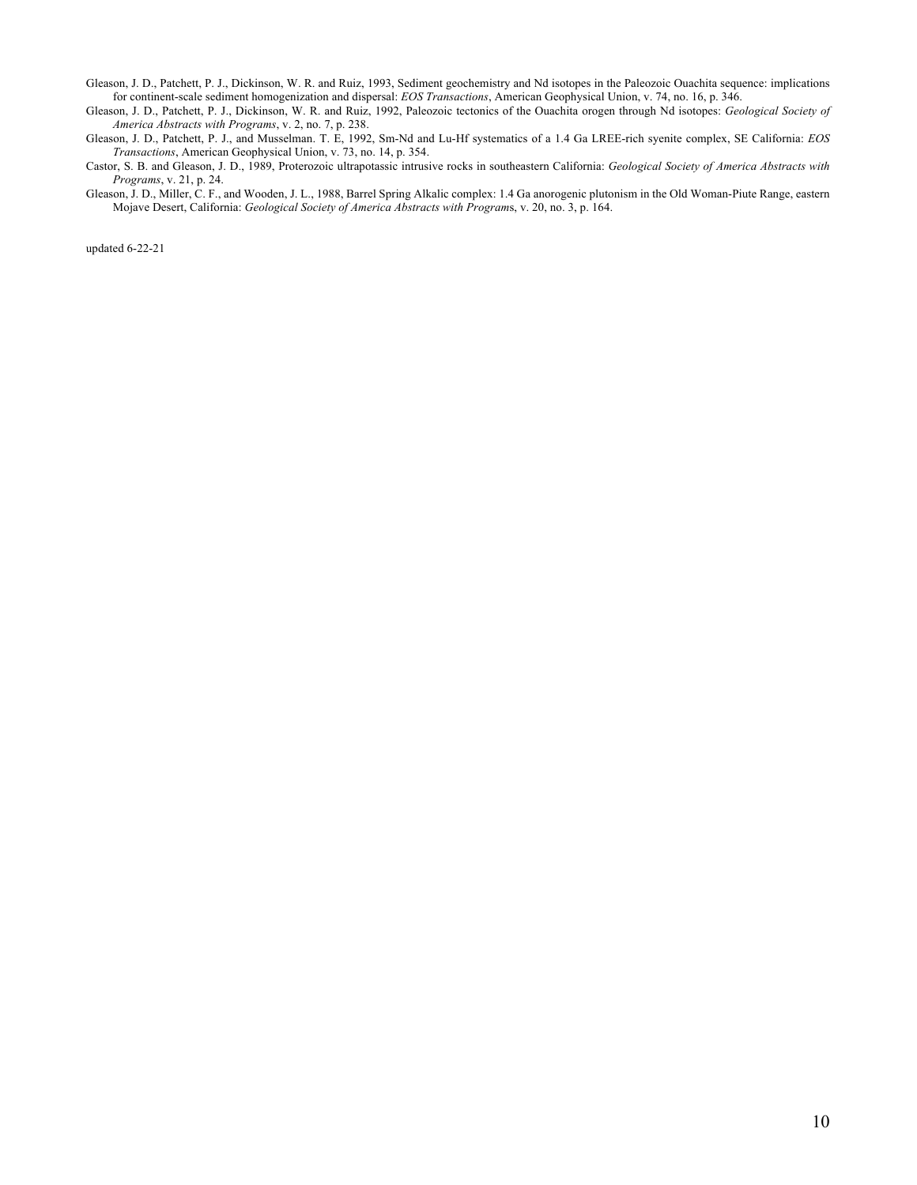Gleason, J. D., Patchett, P. J., Dickinson, W. R. and Ruiz, 1993, Sediment geochemistry and Nd isotopes in the Paleozoic Ouachita sequence: implications for continent-scale sediment homogenization and dispersal: *EOS Transactions*, American Geophysical Union, v. 74, no. 16, p. 346.

Gleason, J. D., Patchett, P. J., Dickinson, W. R. and Ruiz, 1992, Paleozoic tectonics of the Ouachita orogen through Nd isotopes: *Geological Society of America Abstracts with Programs*, v. 2, no. 7, p. 238.

Gleason, J. D., Patchett, P. J., and Musselman. T. E, 1992, Sm-Nd and Lu-Hf systematics of a 1.4 Ga LREE-rich syenite complex, SE California: *EOS Transactions*, American Geophysical Union, v. 73, no. 14, p. 354.

Castor, S. B. and Gleason, J. D., 1989, Proterozoic ultrapotassic intrusive rocks in southeastern California: *Geological Society of America Abstracts with Programs*, v. 21, p. 24.

Gleason, J. D., Miller, C. F., and Wooden, J. L., 1988, Barrel Spring Alkalic complex: 1.4 Ga anorogenic plutonism in the Old Woman-Piute Range, eastern Mojave Desert, California: *Geological Society of America Abstracts with Programs*, v. 20, no. 3, p. 164.

updated 6-22-21